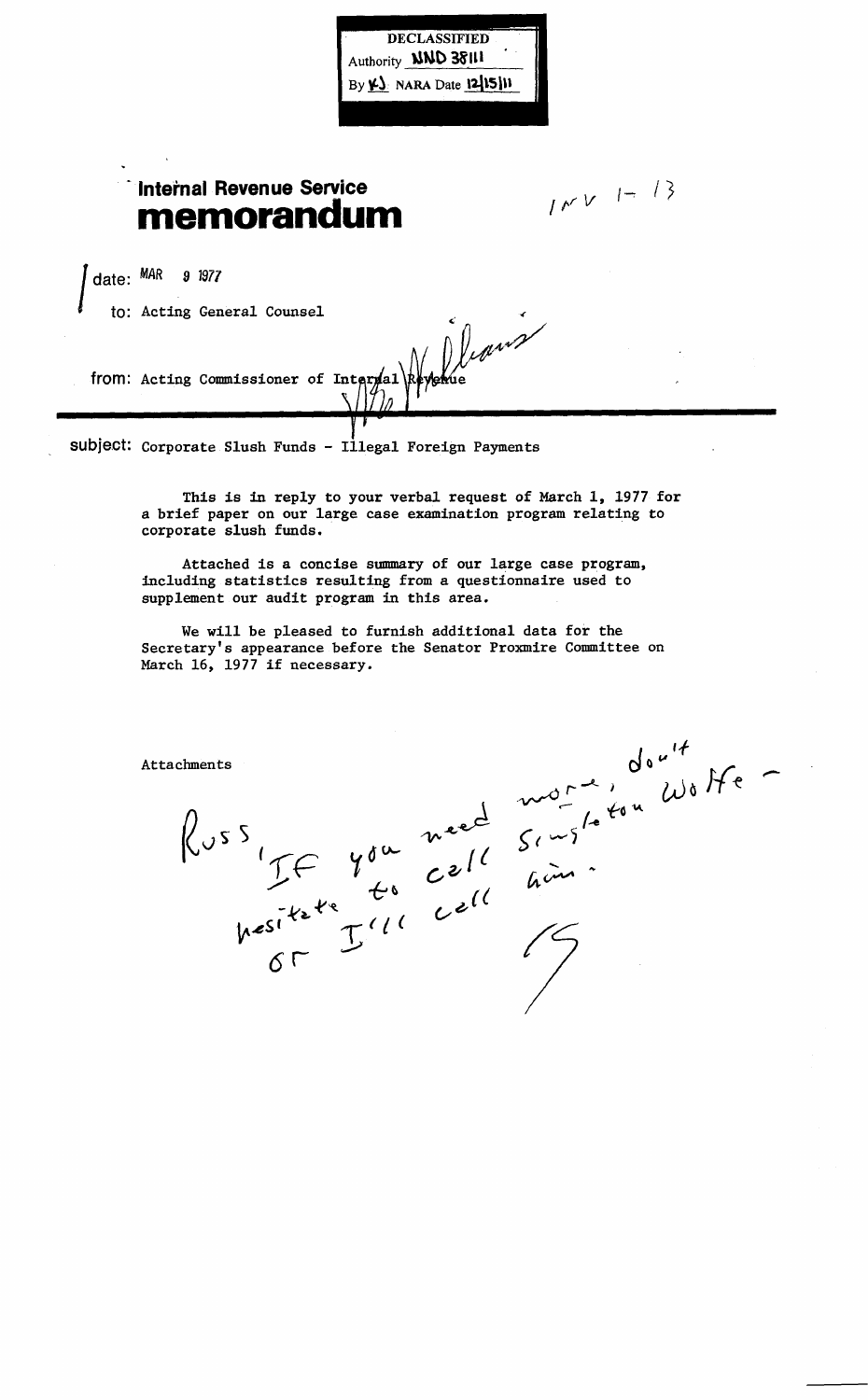DECLASSIFIED
Authority NND 38111
By KJ NARA Date 12/15/11

# Internal Revenue Service memorandum

INV 1- 13

date: MAR 9 1977

to: Acting General Counsel

from: Acting Commissioner of Internal Revenue

subject: Corporate Slush Funds - Illegal Foreign Payments

This is in reply to your verbal request of March 1, 1977 for a brief paper on our large case examination program relating to corporate slush funds.

Attached is a concise summary of our large case program, including statistics resulting from a questionnaire used to supplement our audit program in this area.

We will be pleased to furnish additional data for the Secretary's appearance before the Senator Proxmire Committee on March 16, 1977 if necessary.

Attachments

Russ, If you need more, don't hesitate to call Singleton Wolfe - or I'll call him.

S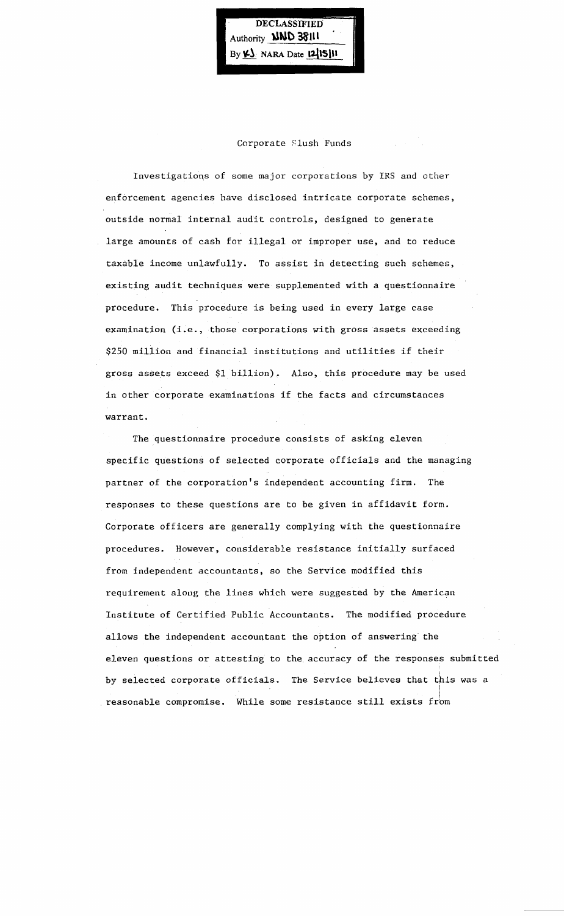DECLASSIFIED
Authority NND 38111
By KJ NARA Date 12/15/11

# Corporate Slush Funds

Investigations of some major corporations by IRS and other enforcement agencies have disclosed intricate corporate schemes, outside normal internal audit controls, designed to generate large amounts of cash for illegal or improper use, and to reduce taxable income unlawfully. To assist in detecting such schemes, existing audit techniques were supplemented with a questionnaire procedure. This procedure is being used in every large case examination (i.e., those corporations with gross assets exceeding $250 million and financial institutions and utilities if their gross assets exceed $1 billion). Also, this procedure may be used in other corporate examinations if the facts and circumstances warrant.

The questionnaire procedure consists of asking eleven specific questions of selected corporate officials and the managing partner of the corporation's independent accounting firm. The responses to these questions are to be given in affidavit form. Corporate officers are generally complying with the questionnaire procedures. However, considerable resistance initially surfaced from independent accountants, so the Service modified this requirement along the lines which were suggested by the American Institute of Certified Public Accountants. The modified procedure allows the independent accountant the option of answering the eleven questions or attesting to the accuracy of the responses submitted by selected corporate officials. The Service believes that this was a reasonable compromise. While some resistance still exists from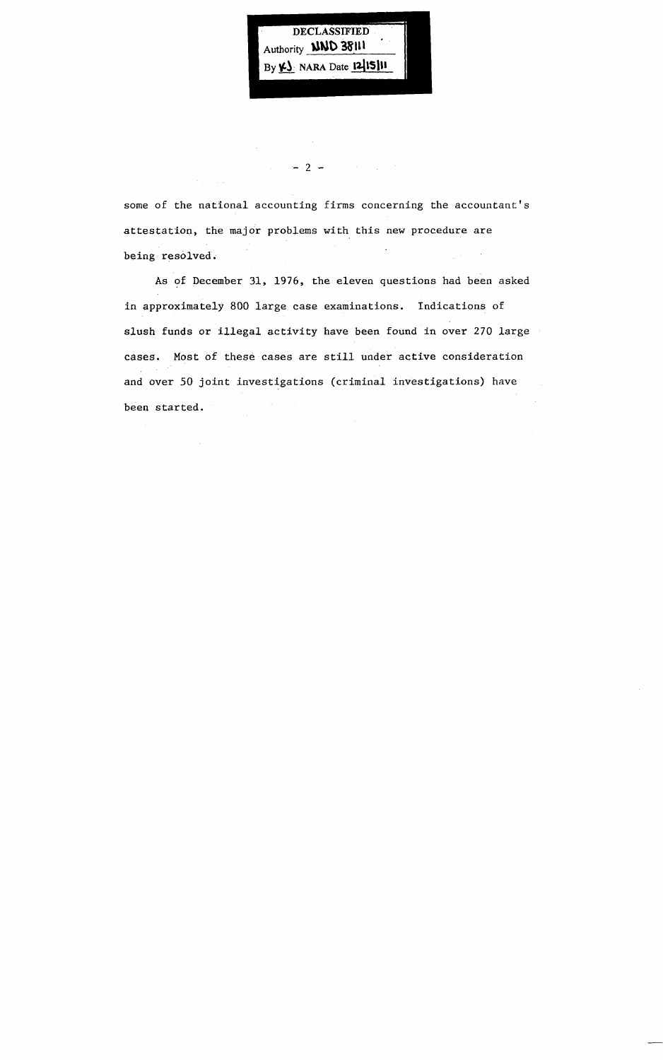DECLASSIFIED
Authority NND 38111
By KJ NARA Date 12/15/11

some of the national accounting firms concerning the accountant's attestation, the major problems with this new procedure are being resolved.

As of December 31, 1976, the eleven questions had been asked in approximately 800 large case examinations. Indications of slush funds or illegal activity have been found in over 270 large cases. Most of these cases are still under active consideration and over 50 joint investigations (criminal investigations) have been started.